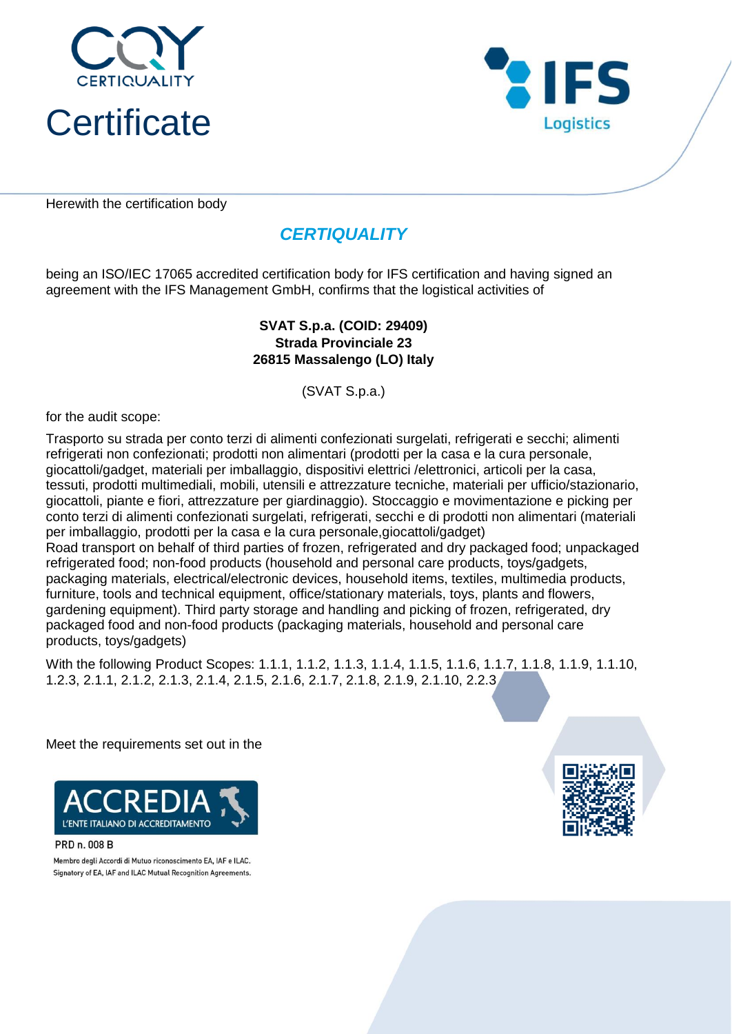CQY
CERTIQUALITY

# Certificate

IFS Logistics

Herewith the certification body

## *CERTIQUALITY*

being an ISO/IEC 17065 accredited certification body for IFS certification and having signed an agreement with the IFS Management GmbH, confirms that the logistical activities of

**SVAT S.p.a. (COID: 29409)**
**Strada Provinciale 23**
**26815 Massalengo (LO) Italy**

(SVAT S.p.a.)

for the audit scope:

Trasporto su strada per conto terzi di alimenti confezionati surgelati, refrigerati e secchi; alimenti refrigerati non confezionati; prodotti non alimentari (prodotti per la casa e la cura personale, giocattoli/gadget, materiali per imballaggio, dispositivi elettrici /elettronici, articoli per la casa, tessuti, prodotti multimediali, mobili, utensili e attrezzature tecniche, materiali per ufficio/stazionario, giocattoli, piante e fiori, attrezzature per giardinaggio). Stoccaggio e movimentazione e picking per conto terzi di alimenti confezionati surgelati, refrigerati, secchi e di prodotti non alimentari (materiali per imballaggio, prodotti per la casa e la cura personale,giocattoli/gadget)
Road transport on behalf of third parties of frozen, refrigerated and dry packaged food; unpackaged refrigerated food; non-food products (household and personal care products, toys/gadgets, packaging materials, electrical/electronic devices, household items, textiles, multimedia products, furniture, tools and technical equipment, office/stationary materials, toys, plants and flowers, gardening equipment). Third party storage and handling and picking of frozen, refrigerated, dry packaged food and non-food products (packaging materials, household and personal care products, toys/gadgets)

With the following Product Scopes: 1.1.1, 1.1.2, 1.1.3, 1.1.4, 1.1.5, 1.1.6, 1.1.7, 1.1.8, 1.1.9, 1.1.10, 1.2.3, 2.1.1, 2.1.2, 2.1.3, 2.1.4, 2.1.5, 2.1.6, 2.1.7, 2.1.8, 2.1.9, 2.1.10, 2.2.3

Meet the requirements set out in the

ACCREDIA
L'ENTE ITALIANO DI ACCREDITAMENTO

PRD n. 008 B

Membro degli Accordi di Mutuo riconoscimento EA, IAF e ILAC.
Signatory of EA, IAF and ILAC Mutual Recognition Agreements.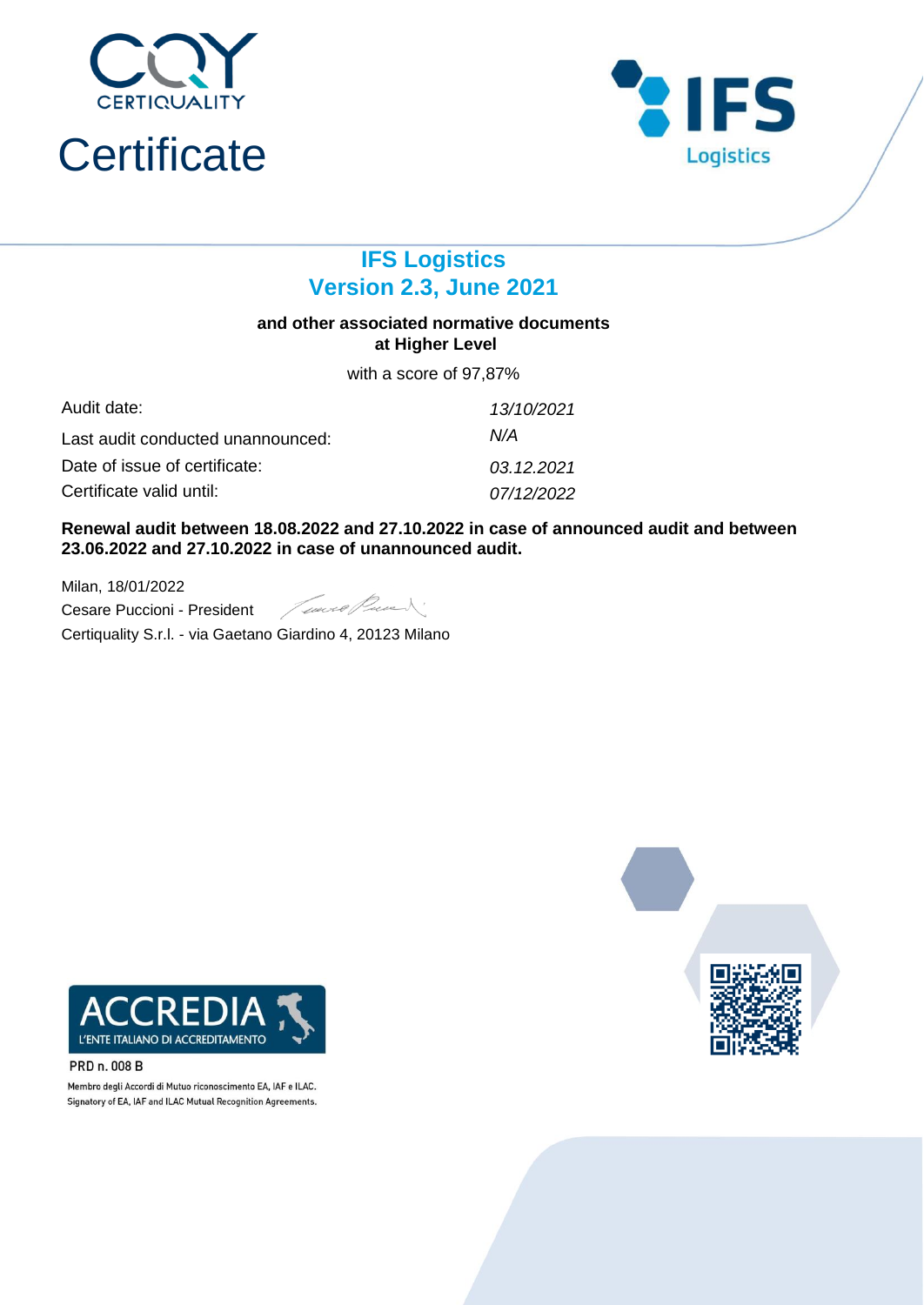CQY
CERTIQUALITY

# Certificate

IFS Logistics

## IFS Logistics
## Version 2.3, June 2021

**and other associated normative documents**
**at Higher Level**

with a score of 97,87%

| | |
|---|---|
| Audit date: | *13/10/2021* |
| Last audit conducted unannounced: | *N/A* |
| Date of issue of certificate: | *03.12.2021* |
| Certificate valid until: | *07/12/2022* |

**Renewal audit between 18.08.2022 and 27.10.2022 in case of announced audit and between 23.06.2022 and 27.10.2022 in case of unannounced audit.**

Milan, 18/01/2022
Cesare Puccioni - President
Certiquality S.r.l. - via Gaetano Giardino 4, 20123 Milano

ACCREDIA
L'ENTE ITALIANO DI ACCREDITAMENTO

PRD n. 008 B

Membro degli Accordi di Mutuo riconoscimento EA, IAF e ILAC.
Signatory of EA, IAF and ILAC Mutual Recognition Agreements.